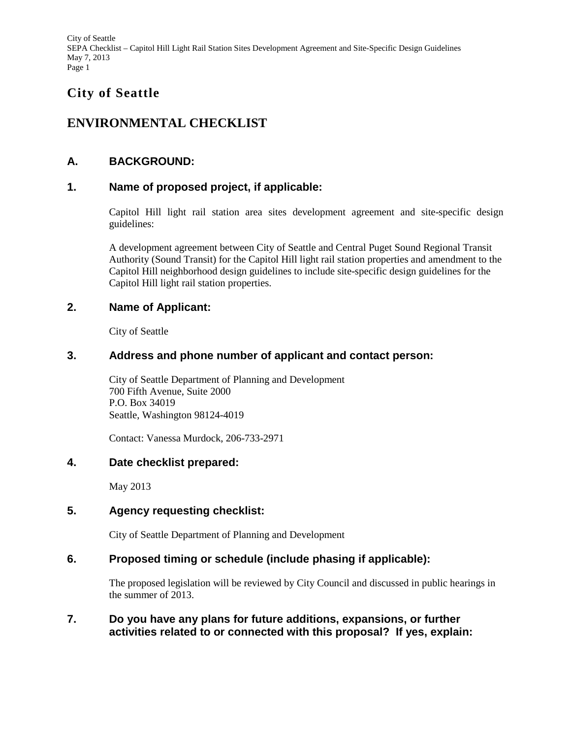# City of Seattle

# ENVIRONMENTAL CHECKLIST

## A. BACKGROUND:

### 1. Name of proposed project, if applicable:

Capitol Hill light rail station area sites development agreement and site-specific design guidelines:

A development agreement between City of Seattle and Central Puget Sound Regional Transit Authority (Sound Transit) for the Capitol Hill light rail station properties and amendment to the Capitol Hill neighborhood design guidelines to include site-specific design guidelines for the Capitol Hill light rail station properties.

### 2. Name of Applicant:

City of Seattle

### 3. Address and phone number of applicant and contact person:

City of Seattle Department of Planning and Development
700 Fifth Avenue, Suite 2000
P.O. Box 34019
Seattle, Washington 98124-4019

Contact: Vanessa Murdock, 206-733-2971

### 4. Date checklist prepared:

May 2013

### 5. Agency requesting checklist:

City of Seattle Department of Planning and Development

### 6. Proposed timing or schedule (include phasing if applicable):

The proposed legislation will be reviewed by City Council and discussed in public hearings in the summer of 2013.

### 7. Do you have any plans for future additions, expansions, or further activities related to or connected with this proposal? If yes, explain: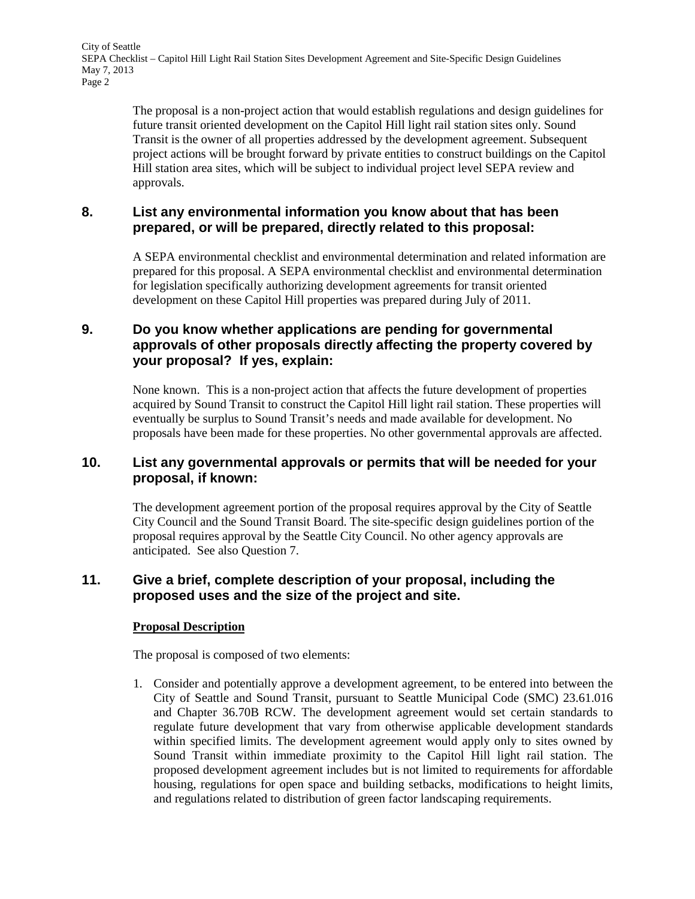The proposal is a non-project action that would establish regulations and design guidelines for future transit oriented development on the Capitol Hill light rail station sites only. Sound Transit is the owner of all properties addressed by the development agreement. Subsequent project actions will be brought forward by private entities to construct buildings on the Capitol Hill station area sites, which will be subject to individual project level SEPA review and approvals.

## 8. List any environmental information you know about that has been prepared, or will be prepared, directly related to this proposal:

A SEPA environmental checklist and environmental determination and related information are prepared for this proposal. A SEPA environmental checklist and environmental determination for legislation specifically authorizing development agreements for transit oriented development on these Capitol Hill properties was prepared during July of 2011.

## 9. Do you know whether applications are pending for governmental approvals of other proposals directly affecting the property covered by your proposal? If yes, explain:

None known. This is a non-project action that affects the future development of properties acquired by Sound Transit to construct the Capitol Hill light rail station. These properties will eventually be surplus to Sound Transit's needs and made available for development. No proposals have been made for these properties. No other governmental approvals are affected.

## 10. List any governmental approvals or permits that will be needed for your proposal, if known:

The development agreement portion of the proposal requires approval by the City of Seattle City Council and the Sound Transit Board. The site-specific design guidelines portion of the proposal requires approval by the Seattle City Council. No other agency approvals are anticipated. See also Question 7.

## 11. Give a brief, complete description of your proposal, including the proposed uses and the size of the project and site.

**Proposal Description**

The proposal is composed of two elements:

1. Consider and potentially approve a development agreement, to be entered into between the City of Seattle and Sound Transit, pursuant to Seattle Municipal Code (SMC) 23.61.016 and Chapter 36.70B RCW. The development agreement would set certain standards to regulate future development that vary from otherwise applicable development standards within specified limits. The development agreement would apply only to sites owned by Sound Transit within immediate proximity to the Capitol Hill light rail station. The proposed development agreement includes but is not limited to requirements for affordable housing, regulations for open space and building setbacks, modifications to height limits, and regulations related to distribution of green factor landscaping requirements.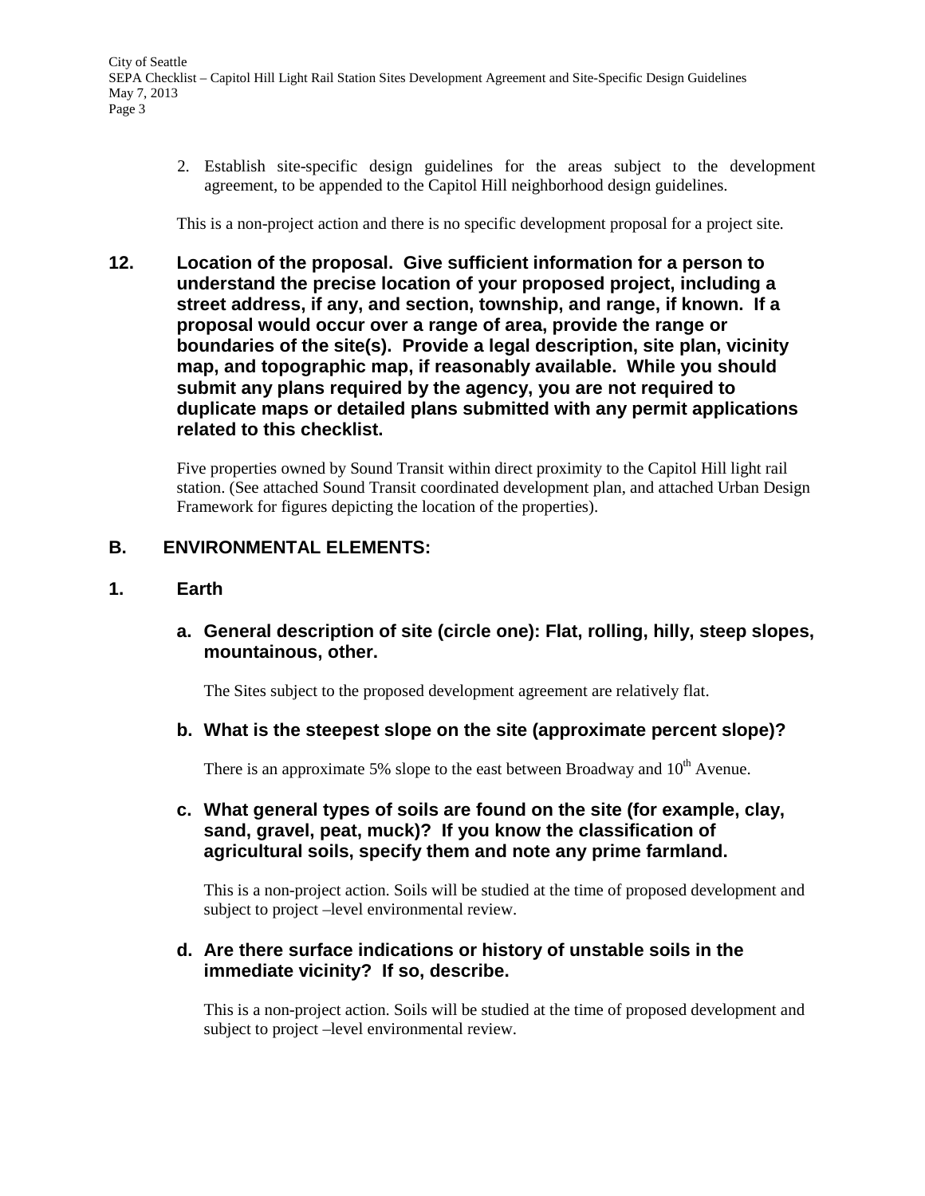2. Establish site-specific design guidelines for the areas subject to the development agreement, to be appended to the Capitol Hill neighborhood design guidelines.

This is a non-project action and there is no specific development proposal for a project site.

**12. Location of the proposal. Give sufficient information for a person to understand the precise location of your proposed project, including a street address, if any, and section, township, and range, if known. If a proposal would occur over a range of area, provide the range or boundaries of the site(s). Provide a legal description, site plan, vicinity map, and topographic map, if reasonably available. While you should submit any plans required by the agency, you are not required to duplicate maps or detailed plans submitted with any permit applications related to this checklist.**

Five properties owned by Sound Transit within direct proximity to the Capitol Hill light rail station. (See attached Sound Transit coordinated development plan, and attached Urban Design Framework for figures depicting the location of the properties).

## B. ENVIRONMENTAL ELEMENTS:

### 1. Earth

**a. General description of site (circle one): Flat, rolling, hilly, steep slopes, mountainous, other.**

The Sites subject to the proposed development agreement are relatively flat.

**b. What is the steepest slope on the site (approximate percent slope)?**

There is an approximate 5% slope to the east between Broadway and 10th Avenue.

**c. What general types of soils are found on the site (for example, clay, sand, gravel, peat, muck)? If you know the classification of agricultural soils, specify them and note any prime farmland.**

This is a non-project action. Soils will be studied at the time of proposed development and subject to project –level environmental review.

**d. Are there surface indications or history of unstable soils in the immediate vicinity? If so, describe.**

This is a non-project action. Soils will be studied at the time of proposed development and subject to project –level environmental review.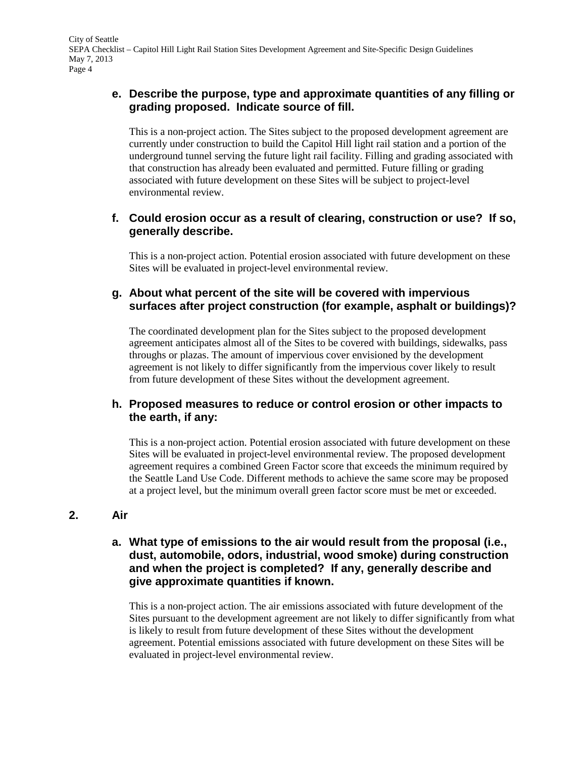**e. Describe the purpose, type and approximate quantities of any filling or grading proposed. Indicate source of fill.**

This is a non-project action. The Sites subject to the proposed development agreement are currently under construction to build the Capitol Hill light rail station and a portion of the underground tunnel serving the future light rail facility. Filling and grading associated with that construction has already been evaluated and permitted. Future filling or grading associated with future development on these Sites will be subject to project-level environmental review.

**f. Could erosion occur as a result of clearing, construction or use? If so, generally describe.**

This is a non-project action. Potential erosion associated with future development on these Sites will be evaluated in project-level environmental review.

**g. About what percent of the site will be covered with impervious surfaces after project construction (for example, asphalt or buildings)?**

The coordinated development plan for the Sites subject to the proposed development agreement anticipates almost all of the Sites to be covered with buildings, sidewalks, pass throughs or plazas. The amount of impervious cover envisioned by the development agreement is not likely to differ significantly from the impervious cover likely to result from future development of these Sites without the development agreement.

**h. Proposed measures to reduce or control erosion or other impacts to the earth, if any:**

This is a non-project action. Potential erosion associated with future development on these Sites will be evaluated in project-level environmental review. The proposed development agreement requires a combined Green Factor score that exceeds the minimum required by the Seattle Land Use Code. Different methods to achieve the same score may be proposed at a project level, but the minimum overall green factor score must be met or exceeded.

## 2. Air

**a. What type of emissions to the air would result from the proposal (i.e., dust, automobile, odors, industrial, wood smoke) during construction and when the project is completed? If any, generally describe and give approximate quantities if known.**

This is a non-project action. The air emissions associated with future development of the Sites pursuant to the development agreement are not likely to differ significantly from what is likely to result from future development of these Sites without the development agreement. Potential emissions associated with future development on these Sites will be evaluated in project-level environmental review.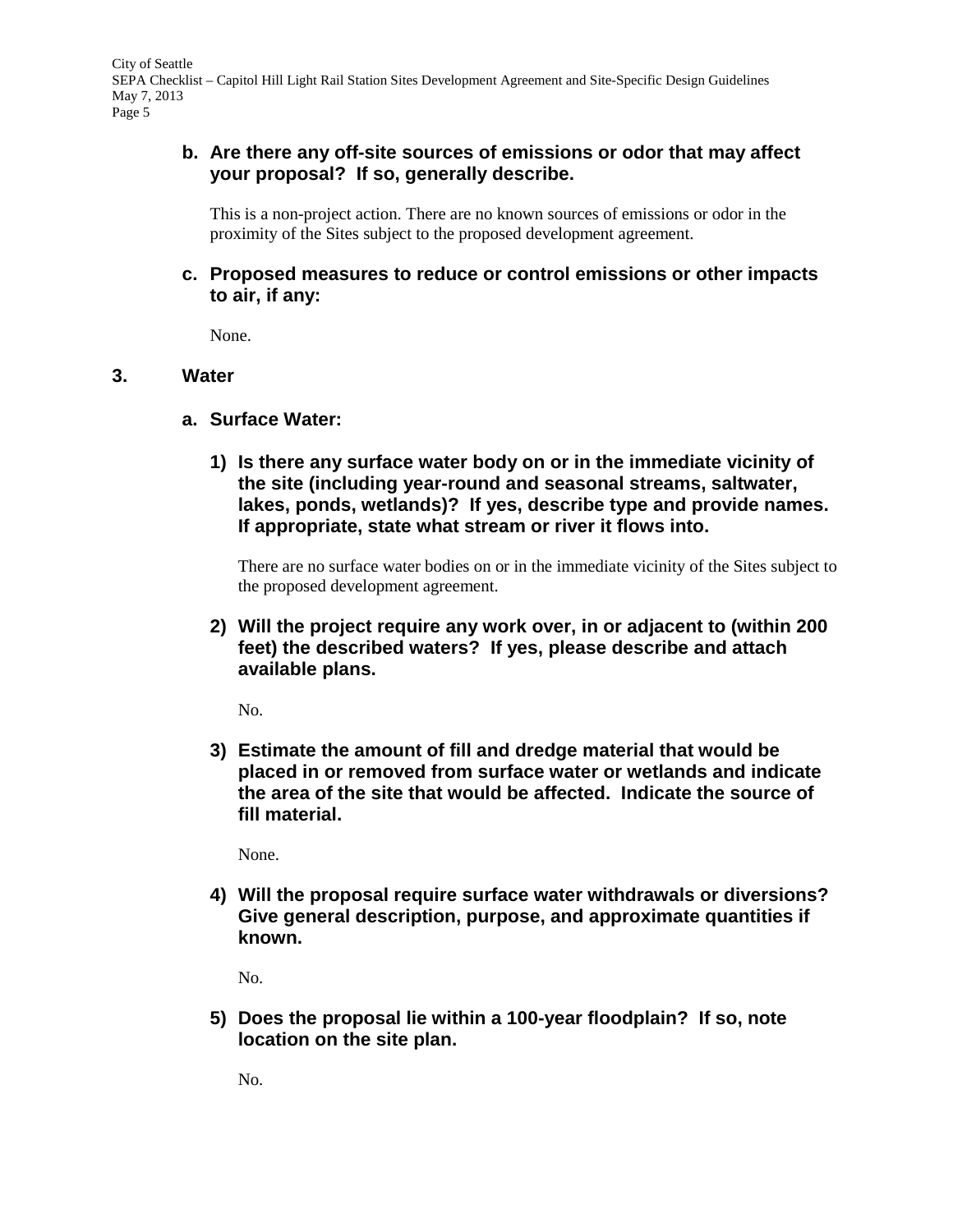**b. Are there any off-site sources of emissions or odor that may affect your proposal? If so, generally describe.**

This is a non-project action. There are no known sources of emissions or odor in the proximity of the Sites subject to the proposed development agreement.

**c. Proposed measures to reduce or control emissions or other impacts to air, if any:**

None.

## 3. Water

**a. Surface Water:**

**1) Is there any surface water body on or in the immediate vicinity of the site (including year-round and seasonal streams, saltwater, lakes, ponds, wetlands)? If yes, describe type and provide names. If appropriate, state what stream or river it flows into.**

There are no surface water bodies on or in the immediate vicinity of the Sites subject to the proposed development agreement.

**2) Will the project require any work over, in or adjacent to (within 200 feet) the described waters? If yes, please describe and attach available plans.**

No.

**3) Estimate the amount of fill and dredge material that would be placed in or removed from surface water or wetlands and indicate the area of the site that would be affected. Indicate the source of fill material.**

None.

**4) Will the proposal require surface water withdrawals or diversions? Give general description, purpose, and approximate quantities if known.**

No.

**5) Does the proposal lie within a 100-year floodplain? If so, note location on the site plan.**

No.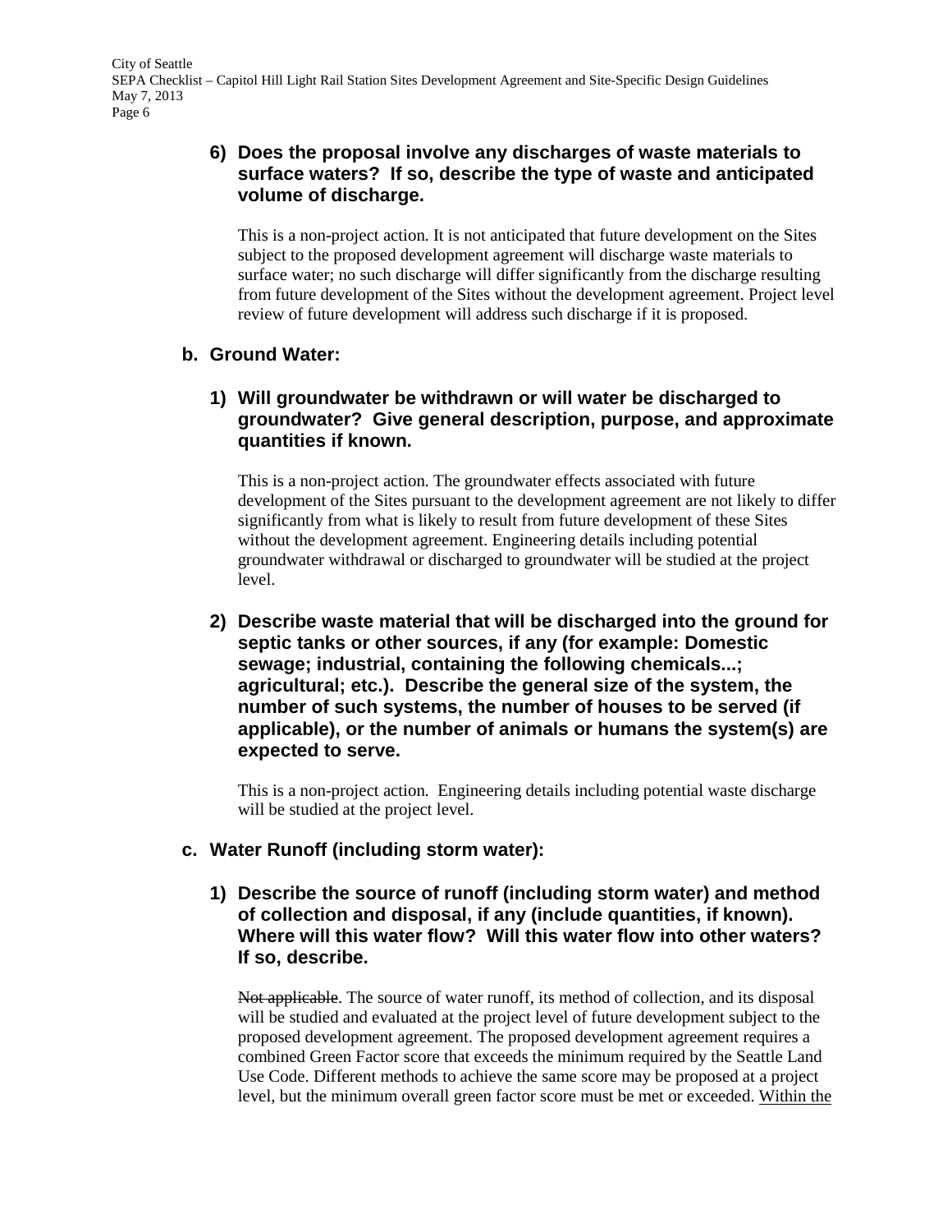**6) Does the proposal involve any discharges of waste materials to surface waters? If so, describe the type of waste and anticipated volume of discharge.**

This is a non-project action. It is not anticipated that future development on the Sites subject to the proposed development agreement will discharge waste materials to surface water; no such discharge will differ significantly from the discharge resulting from future development of the Sites without the development agreement. Project level review of future development will address such discharge if it is proposed.

**b. Ground Water:**

**1) Will groundwater be withdrawn or will water be discharged to groundwater? Give general description, purpose, and approximate quantities if known.**

This is a non-project action. The groundwater effects associated with future development of the Sites pursuant to the development agreement are not likely to differ significantly from what is likely to result from future development of these Sites without the development agreement. Engineering details including potential groundwater withdrawal or discharged to groundwater will be studied at the project level.

**2) Describe waste material that will be discharged into the ground for septic tanks or other sources, if any (for example: Domestic sewage; industrial, containing the following chemicals...; agricultural; etc.). Describe the general size of the system, the number of such systems, the number of houses to be served (if applicable), or the number of animals or humans the system(s) are expected to serve.**

This is a non-project action. Engineering details including potential waste discharge will be studied at the project level.

**c. Water Runoff (including storm water):**

**1) Describe the source of runoff (including storm water) and method of collection and disposal, if any (include quantities, if known). Where will this water flow? Will this water flow into other waters? If so, describe.**

~~Not applicable~~. The source of water runoff, its method of collection, and its disposal will be studied and evaluated at the project level of future development subject to the proposed development agreement. The proposed development agreement requires a combined Green Factor score that exceeds the minimum required by the Seattle Land Use Code. Different methods to achieve the same score may be proposed at a project level, but the minimum overall green factor score must be met or exceeded. <u>Within the</u>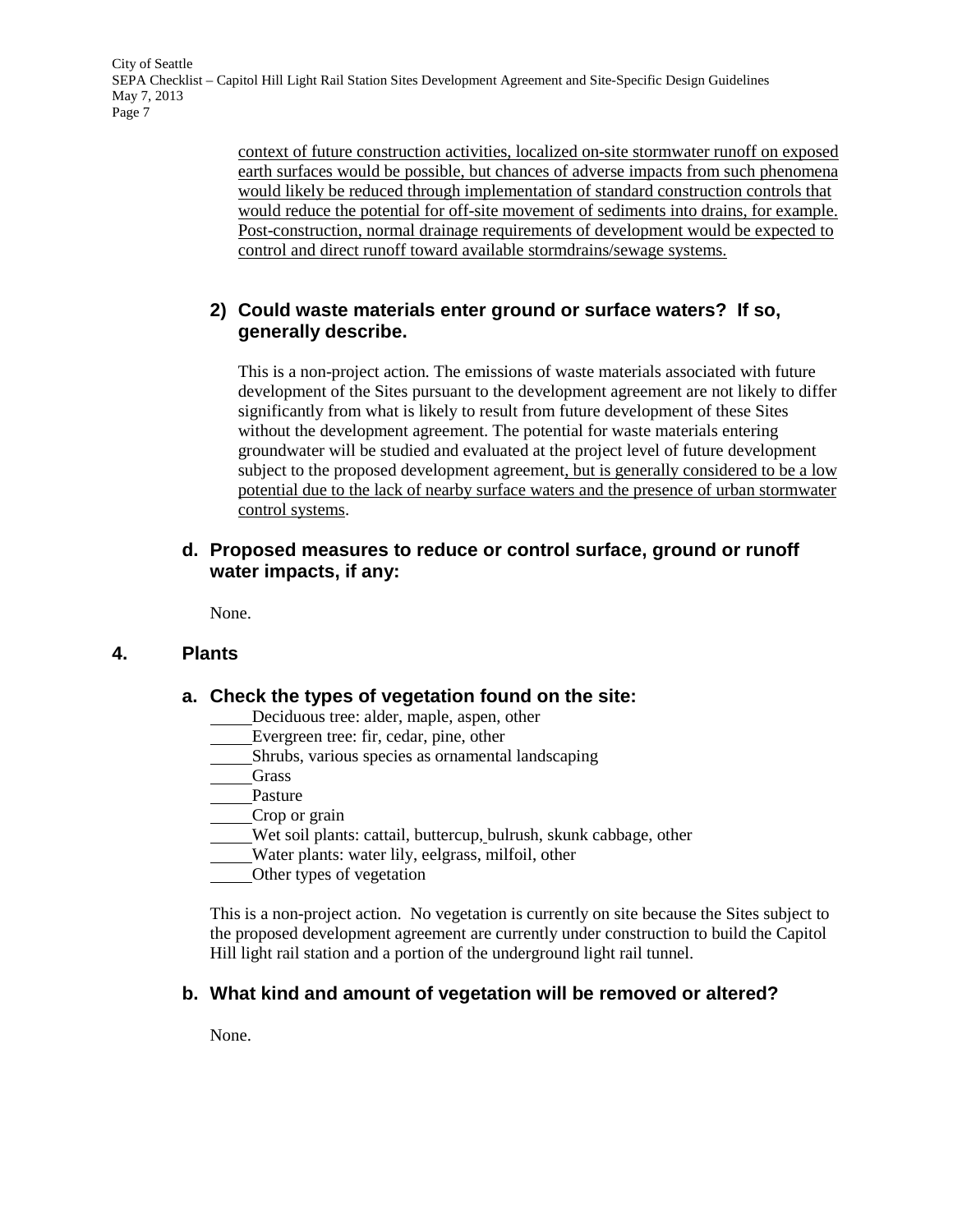context of future construction activities, localized on-site stormwater runoff on exposed earth surfaces would be possible, but chances of adverse impacts from such phenomena would likely be reduced through implementation of standard construction controls that would reduce the potential for off-site movement of sediments into drains, for example. Post-construction, normal drainage requirements of development would be expected to control and direct runoff toward available stormdrains/sewage systems.

### 2) Could waste materials enter ground or surface waters? If so, generally describe.

This is a non-project action. The emissions of waste materials associated with future development of the Sites pursuant to the development agreement are not likely to differ significantly from what is likely to result from future development of these Sites without the development agreement. The potential for waste materials entering groundwater will be studied and evaluated at the project level of future development subject to the proposed development agreement, but is generally considered to be a low potential due to the lack of nearby surface waters and the presence of urban stormwater control systems.

### d. Proposed measures to reduce or control surface, ground or runoff water impacts, if any:

None.

## 4. Plants

### a. Check the types of vegetation found on the site:

_____Deciduous tree: alder, maple, aspen, other
_____Evergreen tree: fir, cedar, pine, other
_____Shrubs, various species as ornamental landscaping
_____Grass
_____Pasture
_____Crop or grain
_____Wet soil plants: cattail, buttercup, bulrush, skunk cabbage, other
_____Water plants: water lily, eelgrass, milfoil, other
_____Other types of vegetation

This is a non-project action. No vegetation is currently on site because the Sites subject to the proposed development agreement are currently under construction to build the Capitol Hill light rail station and a portion of the underground light rail tunnel.

### b. What kind and amount of vegetation will be removed or altered?

None.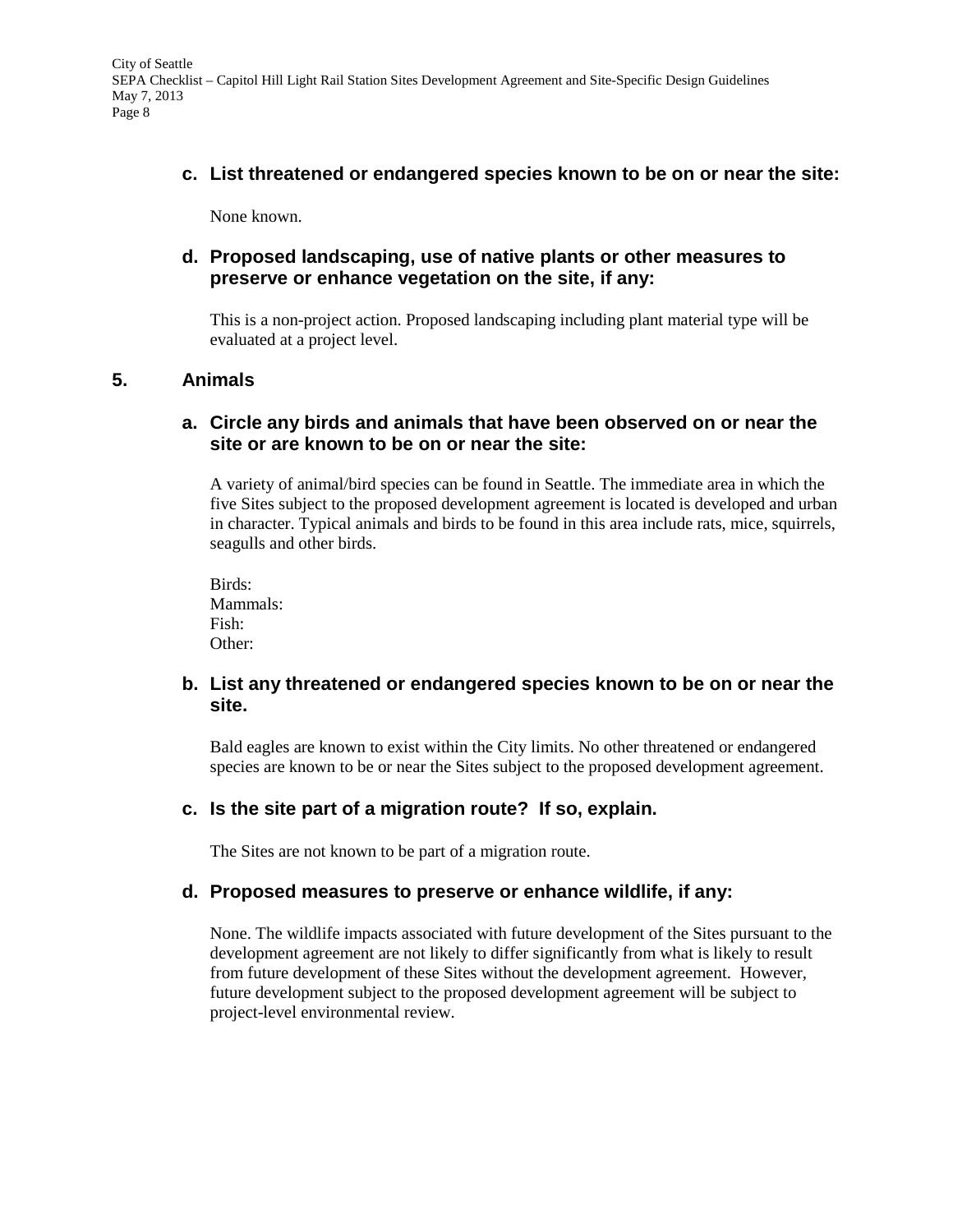**c. List threatened or endangered species known to be on or near the site:**

None known.

**d. Proposed landscaping, use of native plants or other measures to preserve or enhance vegetation on the site, if any:**

This is a non-project action. Proposed landscaping including plant material type will be evaluated at a project level.

## 5. Animals

**a. Circle any birds and animals that have been observed on or near the site or are known to be on or near the site:**

A variety of animal/bird species can be found in Seattle. The immediate area in which the five Sites subject to the proposed development agreement is located is developed and urban in character. Typical animals and birds to be found in this area include rats, mice, squirrels, seagulls and other birds.

Birds:
Mammals:
Fish:
Other:

**b. List any threatened or endangered species known to be on or near the site.**

Bald eagles are known to exist within the City limits. No other threatened or endangered species are known to be or near the Sites subject to the proposed development agreement.

**c. Is the site part of a migration route? If so, explain.**

The Sites are not known to be part of a migration route.

**d. Proposed measures to preserve or enhance wildlife, if any:**

None. The wildlife impacts associated with future development of the Sites pursuant to the development agreement are not likely to differ significantly from what is likely to result from future development of these Sites without the development agreement. However, future development subject to the proposed development agreement will be subject to project-level environmental review.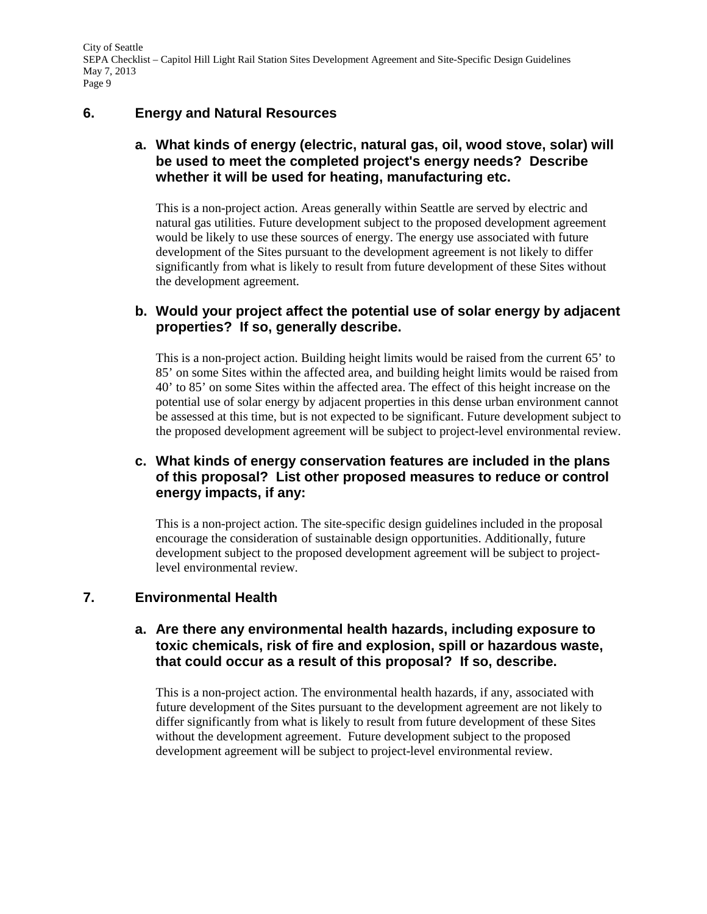## 6. Energy and Natural Resources

### a. What kinds of energy (electric, natural gas, oil, wood stove, solar) will be used to meet the completed project's energy needs? Describe whether it will be used for heating, manufacturing etc.

This is a non-project action. Areas generally within Seattle are served by electric and natural gas utilities. Future development subject to the proposed development agreement would be likely to use these sources of energy. The energy use associated with future development of the Sites pursuant to the development agreement is not likely to differ significantly from what is likely to result from future development of these Sites without the development agreement.

### b. Would your project affect the potential use of solar energy by adjacent properties? If so, generally describe.

This is a non-project action. Building height limits would be raised from the current 65' to 85' on some Sites within the affected area, and building height limits would be raised from 40' to 85' on some Sites within the affected area. The effect of this height increase on the potential use of solar energy by adjacent properties in this dense urban environment cannot be assessed at this time, but is not expected to be significant. Future development subject to the proposed development agreement will be subject to project-level environmental review.

### c. What kinds of energy conservation features are included in the plans of this proposal? List other proposed measures to reduce or control energy impacts, if any:

This is a non-project action. The site-specific design guidelines included in the proposal encourage the consideration of sustainable design opportunities. Additionally, future development subject to the proposed development agreement will be subject to project-level environmental review.

## 7. Environmental Health

### a. Are there any environmental health hazards, including exposure to toxic chemicals, risk of fire and explosion, spill or hazardous waste, that could occur as a result of this proposal? If so, describe.

This is a non-project action. The environmental health hazards, if any, associated with future development of the Sites pursuant to the development agreement are not likely to differ significantly from what is likely to result from future development of these Sites without the development agreement. Future development subject to the proposed development agreement will be subject to project-level environmental review.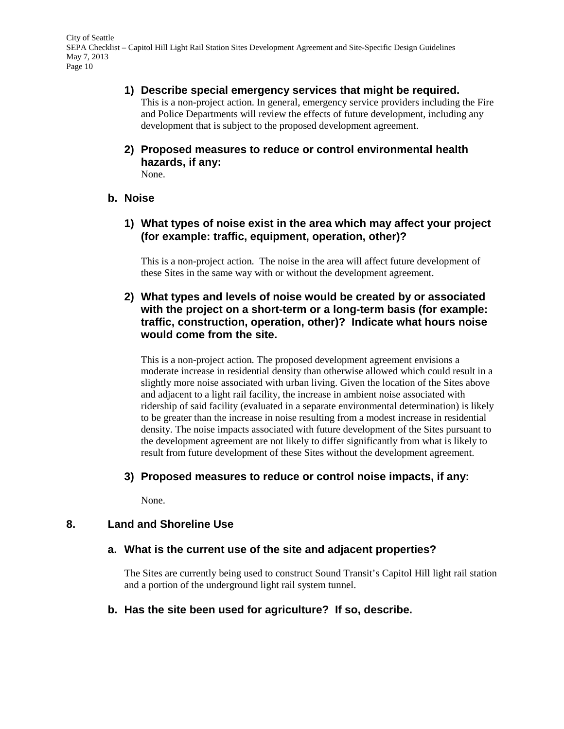#### 1) Describe special emergency services that might be required.

This is a non-project action. In general, emergency service providers including the Fire and Police Departments will review the effects of future development, including any development that is subject to the proposed development agreement.

#### 2) Proposed measures to reduce or control environmental health hazards, if any:

None.

### b. Noise

#### 1) What types of noise exist in the area which may affect your project (for example: traffic, equipment, operation, other)?

This is a non-project action. The noise in the area will affect future development of these Sites in the same way with or without the development agreement.

#### 2) What types and levels of noise would be created by or associated with the project on a short-term or a long-term basis (for example: traffic, construction, operation, other)? Indicate what hours noise would come from the site.

This is a non-project action. The proposed development agreement envisions a moderate increase in residential density than otherwise allowed which could result in a slightly more noise associated with urban living. Given the location of the Sites above and adjacent to a light rail facility, the increase in ambient noise associated with ridership of said facility (evaluated in a separate environmental determination) is likely to be greater than the increase in noise resulting from a modest increase in residential density. The noise impacts associated with future development of the Sites pursuant to the development agreement are not likely to differ significantly from what is likely to result from future development of these Sites without the development agreement.

#### 3) Proposed measures to reduce or control noise impacts, if any:

None.

## 8. Land and Shoreline Use

### a. What is the current use of the site and adjacent properties?

The Sites are currently being used to construct Sound Transit's Capitol Hill light rail station and a portion of the underground light rail system tunnel.

### b. Has the site been used for agriculture? If so, describe.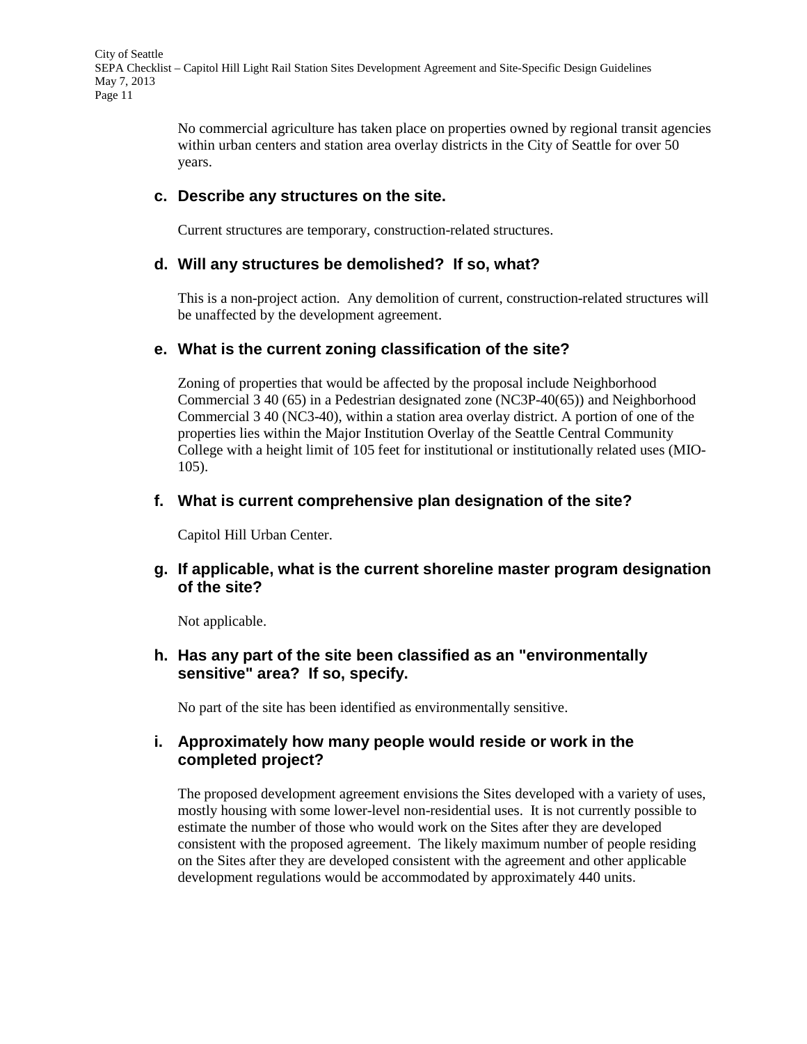No commercial agriculture has taken place on properties owned by regional transit agencies within urban centers and station area overlay districts in the City of Seattle for over 50 years.

### c. Describe any structures on the site.

Current structures are temporary, construction-related structures.

### d. Will any structures be demolished? If so, what?

This is a non-project action. Any demolition of current, construction-related structures will be unaffected by the development agreement.

### e. What is the current zoning classification of the site?

Zoning of properties that would be affected by the proposal include Neighborhood Commercial 3 40 (65) in a Pedestrian designated zone (NC3P-40(65)) and Neighborhood Commercial 3 40 (NC3-40), within a station area overlay district. A portion of one of the properties lies within the Major Institution Overlay of the Seattle Central Community College with a height limit of 105 feet for institutional or institutionally related uses (MIO-105).

### f. What is current comprehensive plan designation of the site?

Capitol Hill Urban Center.

### g. If applicable, what is the current shoreline master program designation of the site?

Not applicable.

### h. Has any part of the site been classified as an "environmentally sensitive" area? If so, specify.

No part of the site has been identified as environmentally sensitive.

### i. Approximately how many people would reside or work in the completed project?

The proposed development agreement envisions the Sites developed with a variety of uses, mostly housing with some lower-level non-residential uses. It is not currently possible to estimate the number of those who would work on the Sites after they are developed consistent with the proposed agreement. The likely maximum number of people residing on the Sites after they are developed consistent with the agreement and other applicable development regulations would be accommodated by approximately 440 units.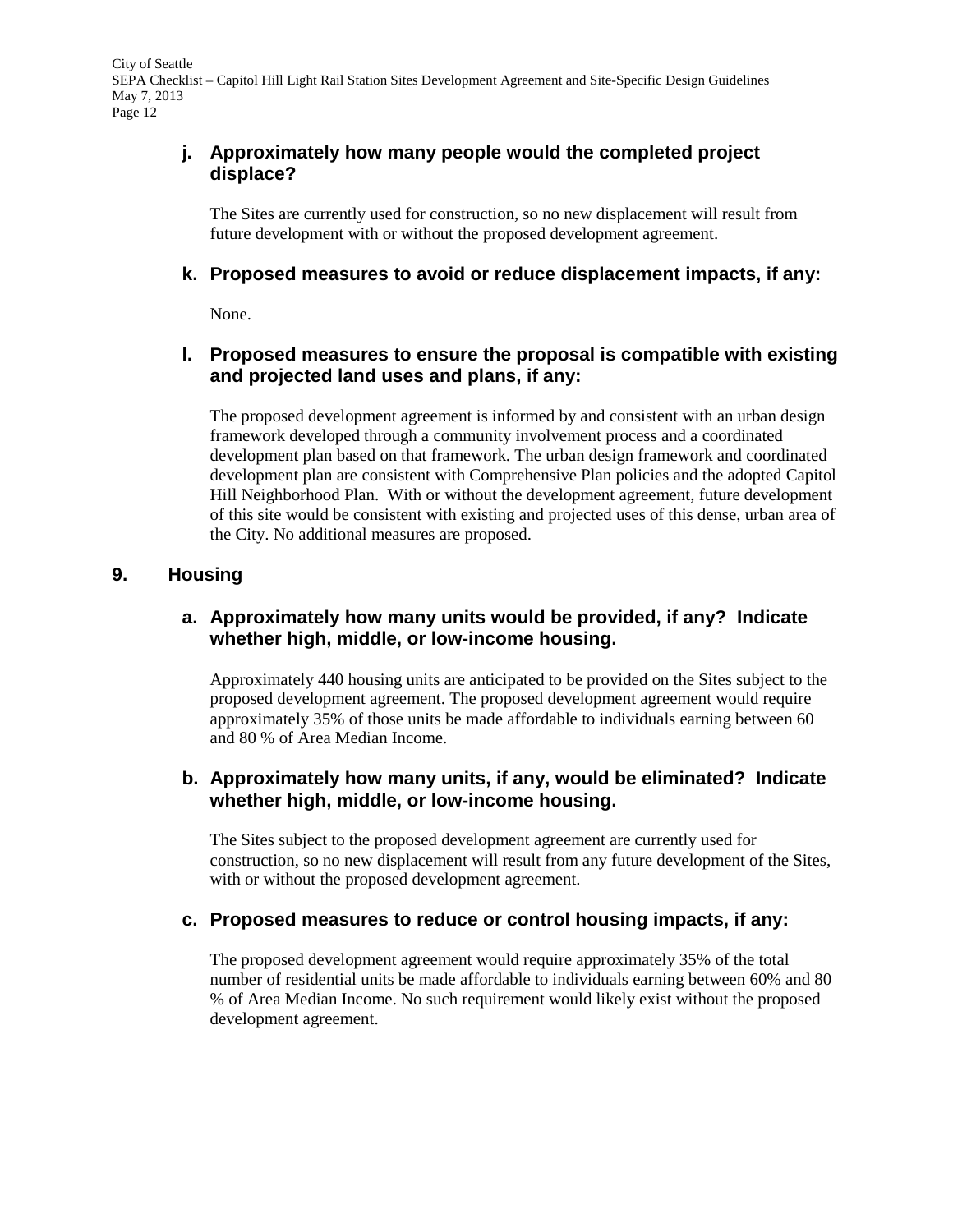### j. Approximately how many people would the completed project displace?

The Sites are currently used for construction, so no new displacement will result from future development with or without the proposed development agreement.

### k. Proposed measures to avoid or reduce displacement impacts, if any:

None.

### l. Proposed measures to ensure the proposal is compatible with existing and projected land uses and plans, if any:

The proposed development agreement is informed by and consistent with an urban design framework developed through a community involvement process and a coordinated development plan based on that framework. The urban design framework and coordinated development plan are consistent with Comprehensive Plan policies and the adopted Capitol Hill Neighborhood Plan. With or without the development agreement, future development of this site would be consistent with existing and projected uses of this dense, urban area of the City. No additional measures are proposed.

## 9. Housing

### a. Approximately how many units would be provided, if any? Indicate whether high, middle, or low-income housing.

Approximately 440 housing units are anticipated to be provided on the Sites subject to the proposed development agreement. The proposed development agreement would require approximately 35% of those units be made affordable to individuals earning between 60 and 80 % of Area Median Income.

### b. Approximately how many units, if any, would be eliminated? Indicate whether high, middle, or low-income housing.

The Sites subject to the proposed development agreement are currently used for construction, so no new displacement will result from any future development of the Sites, with or without the proposed development agreement.

### c. Proposed measures to reduce or control housing impacts, if any:

The proposed development agreement would require approximately 35% of the total number of residential units be made affordable to individuals earning between 60% and 80 % of Area Median Income. No such requirement would likely exist without the proposed development agreement.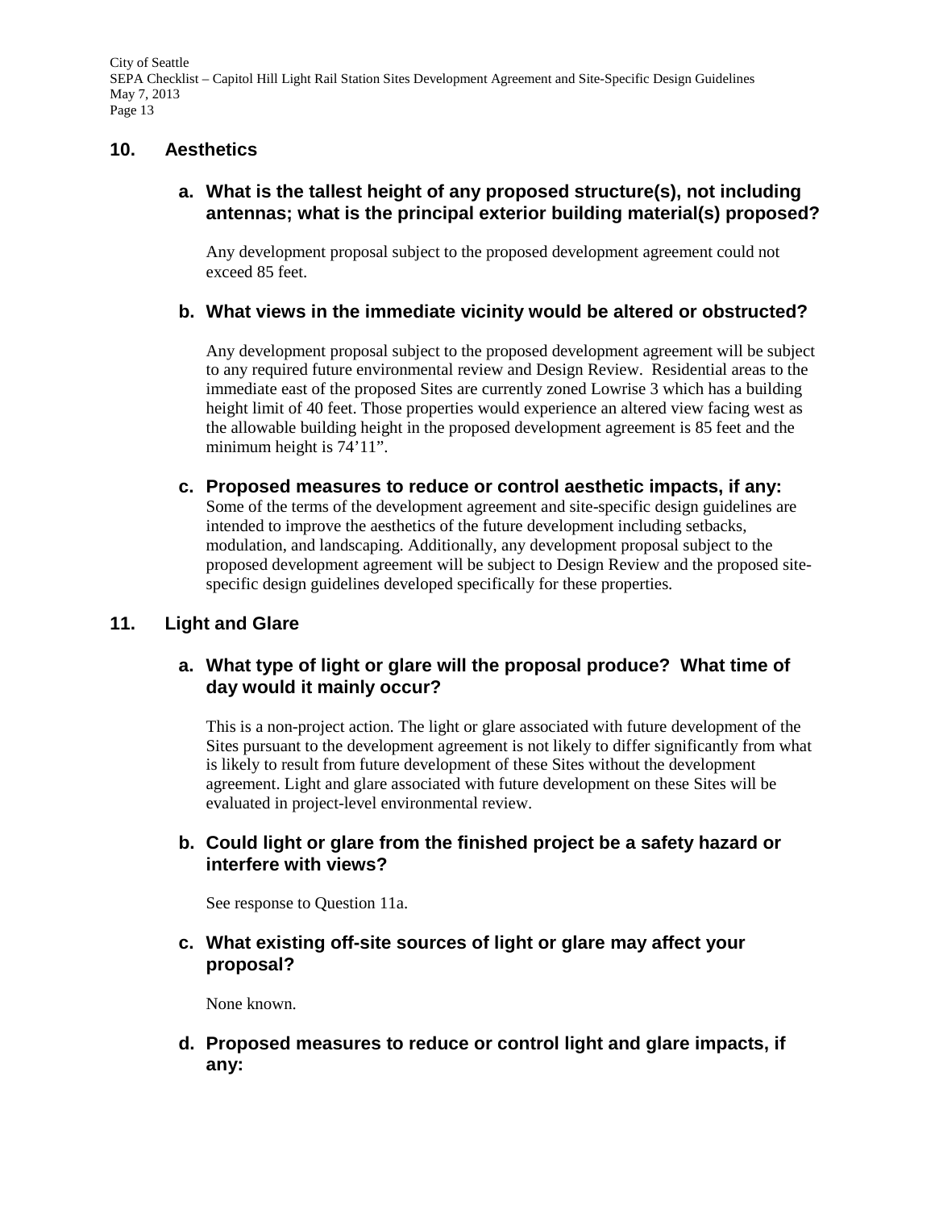## 10. Aesthetics

### a. What is the tallest height of any proposed structure(s), not including antennas; what is the principal exterior building material(s) proposed?

Any development proposal subject to the proposed development agreement could not exceed 85 feet.

### b. What views in the immediate vicinity would be altered or obstructed?

Any development proposal subject to the proposed development agreement will be subject to any required future environmental review and Design Review. Residential areas to the immediate east of the proposed Sites are currently zoned Lowrise 3 which has a building height limit of 40 feet. Those properties would experience an altered view facing west as the allowable building height in the proposed development agreement is 85 feet and the minimum height is 74'11".

### c. Proposed measures to reduce or control aesthetic impacts, if any:

Some of the terms of the development agreement and site-specific design guidelines are intended to improve the aesthetics of the future development including setbacks, modulation, and landscaping. Additionally, any development proposal subject to the proposed development agreement will be subject to Design Review and the proposed site-specific design guidelines developed specifically for these properties.

## 11. Light and Glare

### a. What type of light or glare will the proposal produce? What time of day would it mainly occur?

This is a non-project action. The light or glare associated with future development of the Sites pursuant to the development agreement is not likely to differ significantly from what is likely to result from future development of these Sites without the development agreement. Light and glare associated with future development on these Sites will be evaluated in project-level environmental review.

### b. Could light or glare from the finished project be a safety hazard or interfere with views?

See response to Question 11a.

### c. What existing off-site sources of light or glare may affect your proposal?

None known.

### d. Proposed measures to reduce or control light and glare impacts, if any: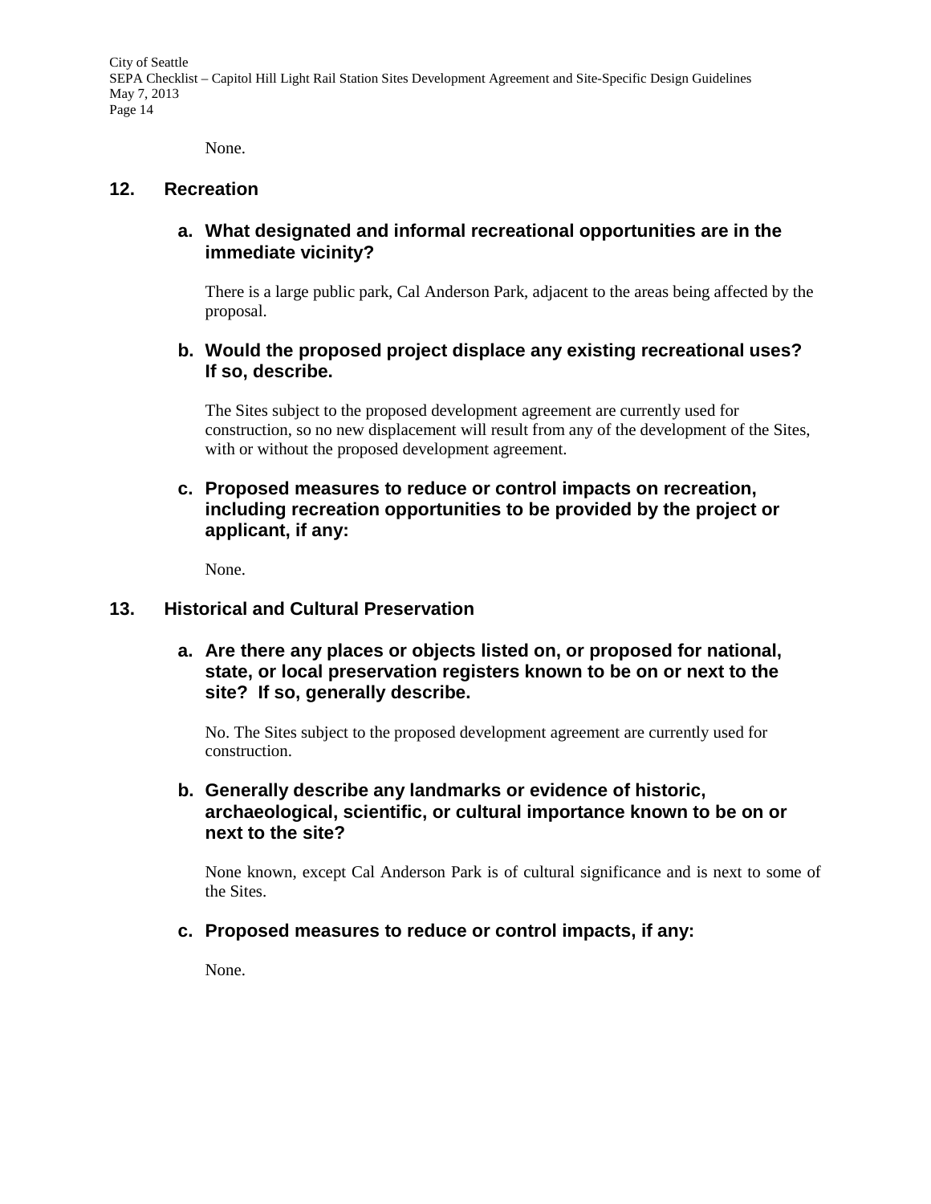None.

## 12. Recreation

### a. What designated and informal recreational opportunities are in the immediate vicinity?

There is a large public park, Cal Anderson Park, adjacent to the areas being affected by the proposal.

### b. Would the proposed project displace any existing recreational uses? If so, describe.

The Sites subject to the proposed development agreement are currently used for construction, so no new displacement will result from any of the development of the Sites, with or without the proposed development agreement.

### c. Proposed measures to reduce or control impacts on recreation, including recreation opportunities to be provided by the project or applicant, if any:

None.

## 13. Historical and Cultural Preservation

### a. Are there any places or objects listed on, or proposed for national, state, or local preservation registers known to be on or next to the site? If so, generally describe.

No. The Sites subject to the proposed development agreement are currently used for construction.

### b. Generally describe any landmarks or evidence of historic, archaeological, scientific, or cultural importance known to be on or next to the site?

None known, except Cal Anderson Park is of cultural significance and is next to some of the Sites.

### c. Proposed measures to reduce or control impacts, if any:

None.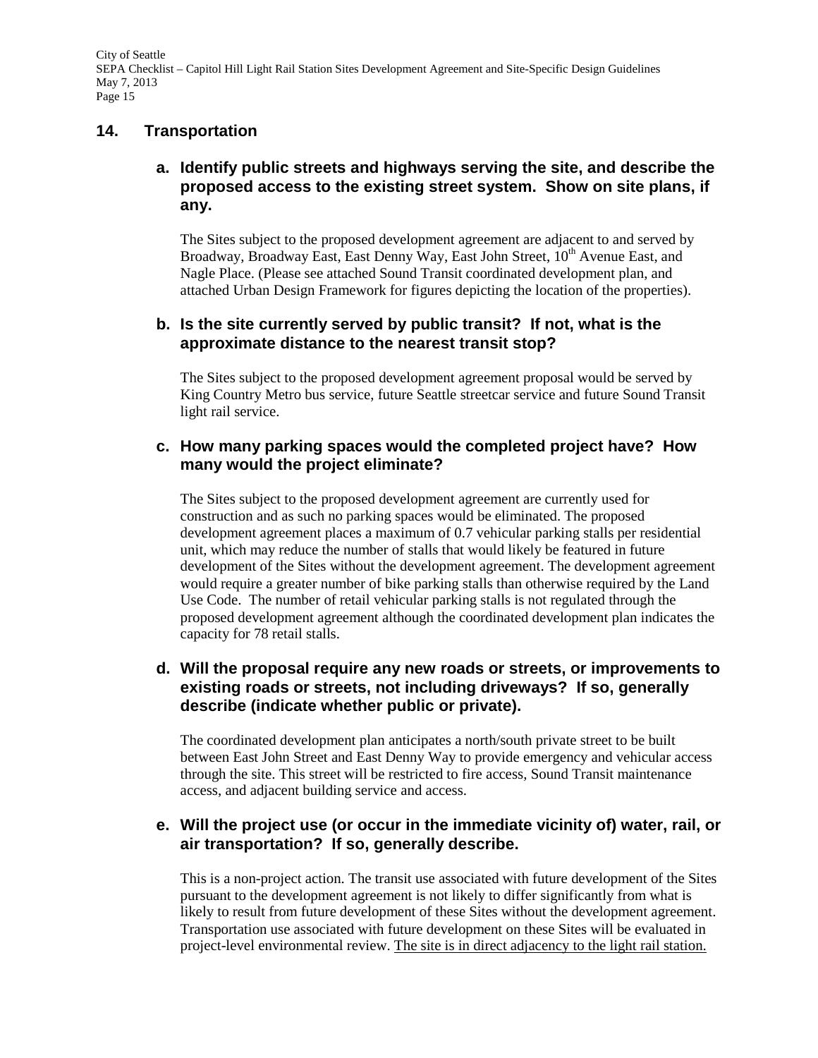## 14. Transportation

### a. Identify public streets and highways serving the site, and describe the proposed access to the existing street system. Show on site plans, if any.

The Sites subject to the proposed development agreement are adjacent to and served by Broadway, Broadway East, East Denny Way, East John Street, 10th Avenue East, and Nagle Place. (Please see attached Sound Transit coordinated development plan, and attached Urban Design Framework for figures depicting the location of the properties).

### b. Is the site currently served by public transit? If not, what is the approximate distance to the nearest transit stop?

The Sites subject to the proposed development agreement proposal would be served by King Country Metro bus service, future Seattle streetcar service and future Sound Transit light rail service.

### c. How many parking spaces would the completed project have? How many would the project eliminate?

The Sites subject to the proposed development agreement are currently used for construction and as such no parking spaces would be eliminated. The proposed development agreement places a maximum of 0.7 vehicular parking stalls per residential unit, which may reduce the number of stalls that would likely be featured in future development of the Sites without the development agreement. The development agreement would require a greater number of bike parking stalls than otherwise required by the Land Use Code. The number of retail vehicular parking stalls is not regulated through the proposed development agreement although the coordinated development plan indicates the capacity for 78 retail stalls.

### d. Will the proposal require any new roads or streets, or improvements to existing roads or streets, not including driveways? If so, generally describe (indicate whether public or private).

The coordinated development plan anticipates a north/south private street to be built between East John Street and East Denny Way to provide emergency and vehicular access through the site. This street will be restricted to fire access, Sound Transit maintenance access, and adjacent building service and access.

### e. Will the project use (or occur in the immediate vicinity of) water, rail, or air transportation? If so, generally describe.

This is a non-project action. The transit use associated with future development of the Sites pursuant to the development agreement is not likely to differ significantly from what is likely to result from future development of these Sites without the development agreement. Transportation use associated with future development on these Sites will be evaluated in project-level environmental review. <u>The site is in direct adjacency to the light rail station.</u>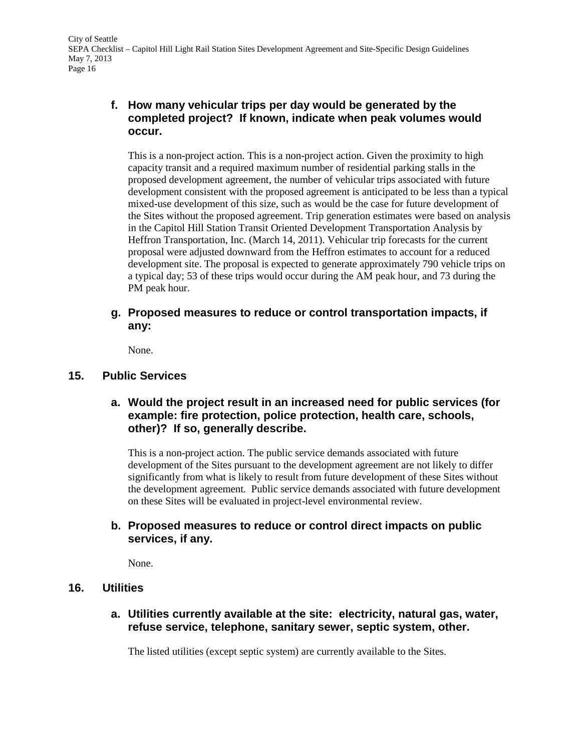**f. How many vehicular trips per day would be generated by the completed project? If known, indicate when peak volumes would occur.**

This is a non-project action. This is a non-project action. Given the proximity to high capacity transit and a required maximum number of residential parking stalls in the proposed development agreement, the number of vehicular trips associated with future development consistent with the proposed agreement is anticipated to be less than a typical mixed-use development of this size, such as would be the case for future development of the Sites without the proposed agreement. Trip generation estimates were based on analysis in the Capitol Hill Station Transit Oriented Development Transportation Analysis by Heffron Transportation, Inc. (March 14, 2011). Vehicular trip forecasts for the current proposal were adjusted downward from the Heffron estimates to account for a reduced development site. The proposal is expected to generate approximately 790 vehicle trips on a typical day; 53 of these trips would occur during the AM peak hour, and 73 during the PM peak hour.

**g. Proposed measures to reduce or control transportation impacts, if any:**

None.

## 15. Public Services

**a. Would the project result in an increased need for public services (for example: fire protection, police protection, health care, schools, other)? If so, generally describe.**

This is a non-project action. The public service demands associated with future development of the Sites pursuant to the development agreement are not likely to differ significantly from what is likely to result from future development of these Sites without the development agreement. Public service demands associated with future development on these Sites will be evaluated in project-level environmental review.

**b. Proposed measures to reduce or control direct impacts on public services, if any.**

None.

## 16. Utilities

**a. Utilities currently available at the site: electricity, natural gas, water, refuse service, telephone, sanitary sewer, septic system, other.**

The listed utilities (except septic system) are currently available to the Sites.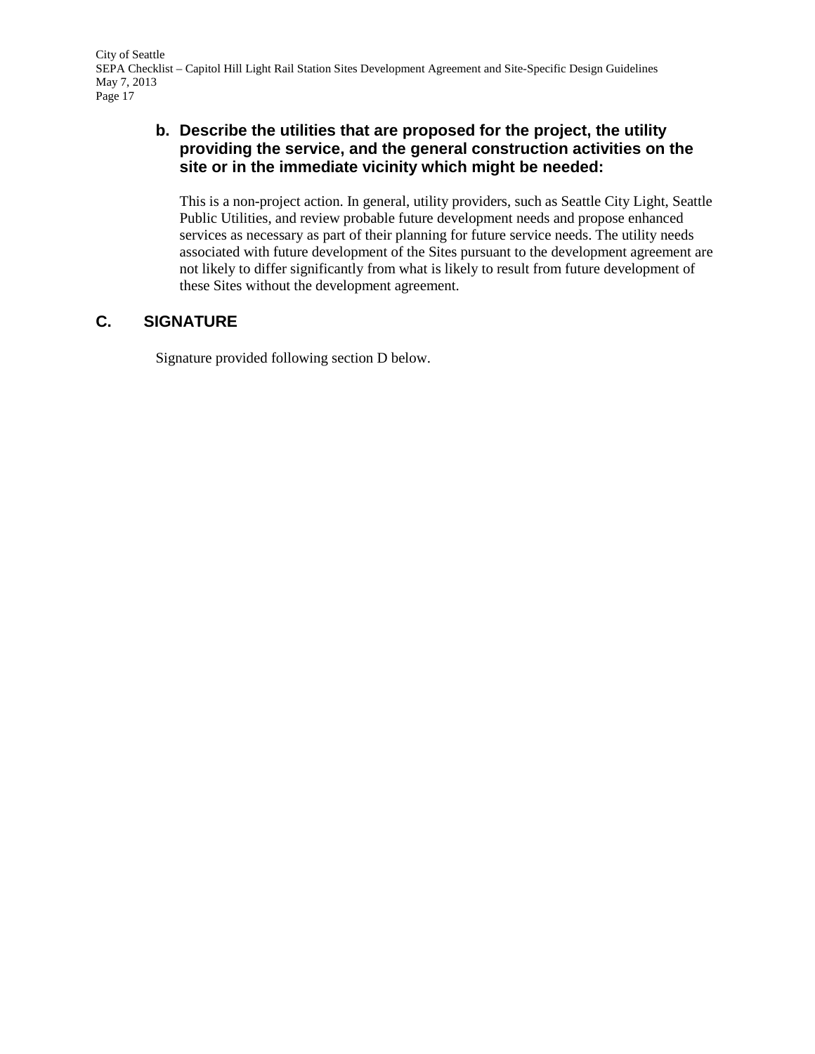**b. Describe the utilities that are proposed for the project, the utility providing the service, and the general construction activities on the site or in the immediate vicinity which might be needed:**

This is a non-project action. In general, utility providers, such as Seattle City Light, Seattle Public Utilities, and review probable future development needs and propose enhanced services as necessary as part of their planning for future service needs. The utility needs associated with future development of the Sites pursuant to the development agreement are not likely to differ significantly from what is likely to result from future development of these Sites without the development agreement.

## C. SIGNATURE

Signature provided following section D below.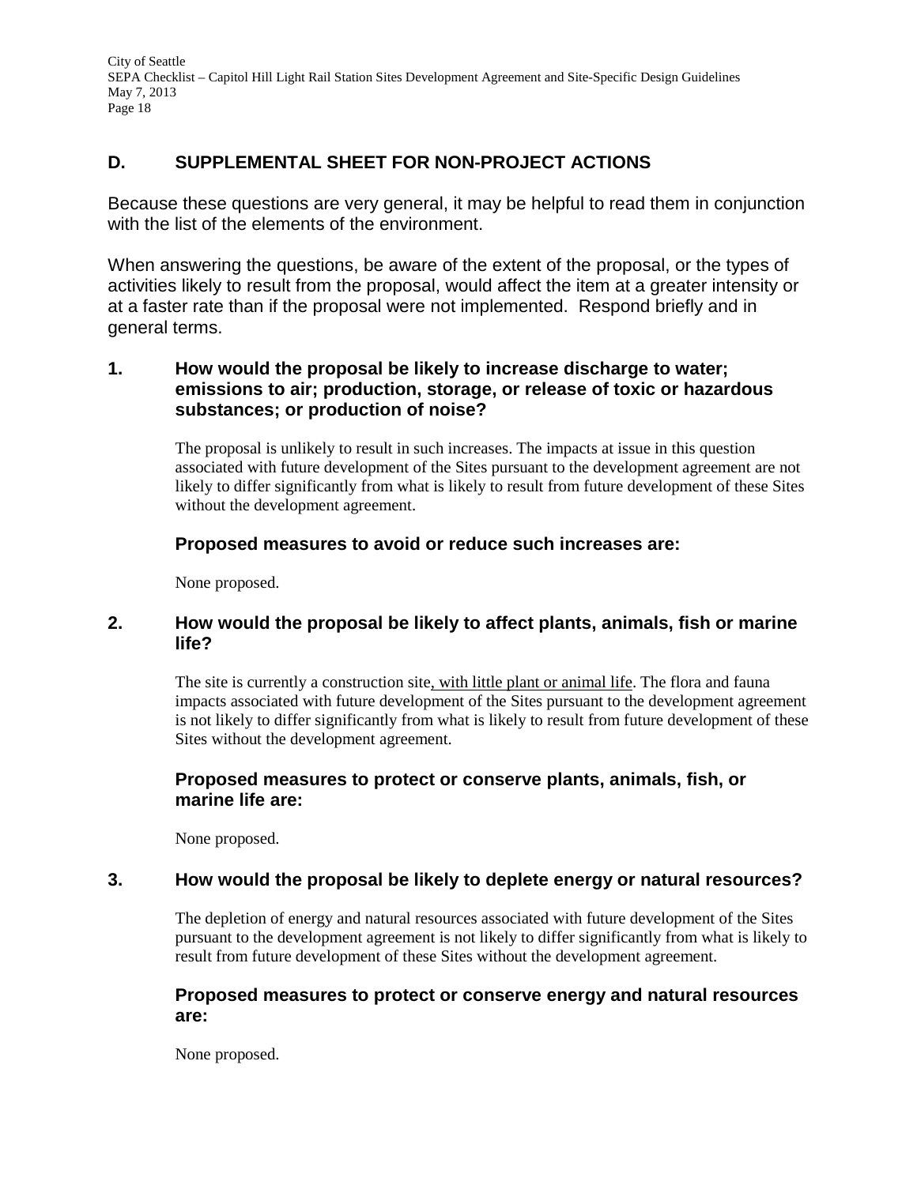## D. SUPPLEMENTAL SHEET FOR NON-PROJECT ACTIONS

Because these questions are very general, it may be helpful to read them in conjunction with the list of the elements of the environment.

When answering the questions, be aware of the extent of the proposal, or the types of activities likely to result from the proposal, would affect the item at a greater intensity or at a faster rate than if the proposal were not implemented. Respond briefly and in general terms.

### 1. How would the proposal be likely to increase discharge to water; emissions to air; production, storage, or release of toxic or hazardous substances; or production of noise?

The proposal is unlikely to result in such increases. The impacts at issue in this question associated with future development of the Sites pursuant to the development agreement are not likely to differ significantly from what is likely to result from future development of these Sites without the development agreement.

#### Proposed measures to avoid or reduce such increases are:

None proposed.

### 2. How would the proposal be likely to affect plants, animals, fish or marine life?

The site is currently a construction site, with little plant or animal life. The flora and fauna impacts associated with future development of the Sites pursuant to the development agreement is not likely to differ significantly from what is likely to result from future development of these Sites without the development agreement.

#### Proposed measures to protect or conserve plants, animals, fish, or marine life are:

None proposed.

### 3. How would the proposal be likely to deplete energy or natural resources?

The depletion of energy and natural resources associated with future development of the Sites pursuant to the development agreement is not likely to differ significantly from what is likely to result from future development of these Sites without the development agreement.

#### Proposed measures to protect or conserve energy and natural resources are:

None proposed.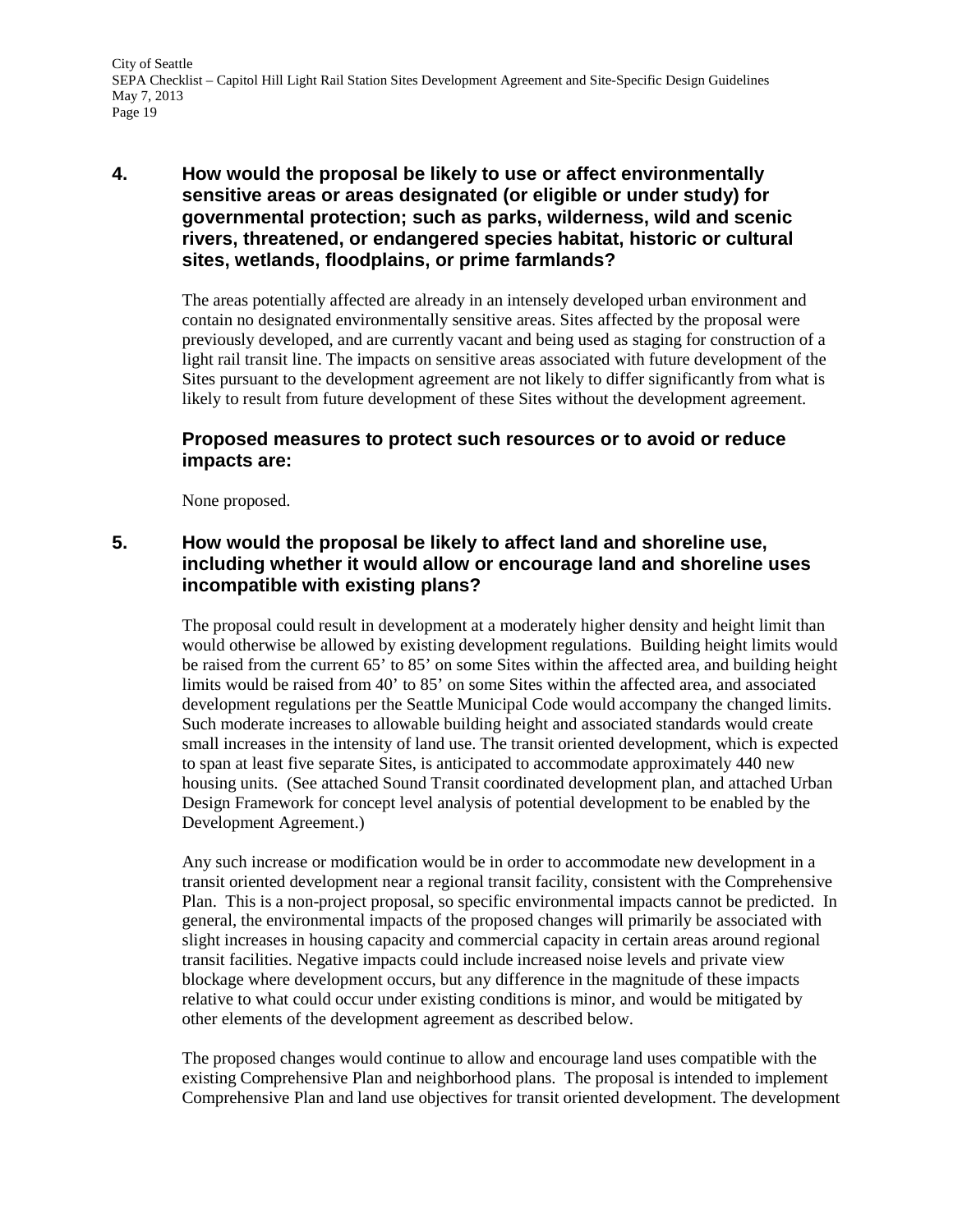### 4. How would the proposal be likely to use or affect environmentally sensitive areas or areas designated (or eligible or under study) for governmental protection; such as parks, wilderness, wild and scenic rivers, threatened, or endangered species habitat, historic or cultural sites, wetlands, floodplains, or prime farmlands?

The areas potentially affected are already in an intensely developed urban environment and contain no designated environmentally sensitive areas. Sites affected by the proposal were previously developed, and are currently vacant and being used as staging for construction of a light rail transit line. The impacts on sensitive areas associated with future development of the Sites pursuant to the development agreement are not likely to differ significantly from what is likely to result from future development of these Sites without the development agreement.

#### Proposed measures to protect such resources or to avoid or reduce impacts are:

None proposed.

### 5. How would the proposal be likely to affect land and shoreline use, including whether it would allow or encourage land and shoreline uses incompatible with existing plans?

The proposal could result in development at a moderately higher density and height limit than would otherwise be allowed by existing development regulations. Building height limits would be raised from the current 65' to 85' on some Sites within the affected area, and building height limits would be raised from 40' to 85' on some Sites within the affected area, and associated development regulations per the Seattle Municipal Code would accompany the changed limits. Such moderate increases to allowable building height and associated standards would create small increases in the intensity of land use. The transit oriented development, which is expected to span at least five separate Sites, is anticipated to accommodate approximately 440 new housing units. (See attached Sound Transit coordinated development plan, and attached Urban Design Framework for concept level analysis of potential development to be enabled by the Development Agreement.)

Any such increase or modification would be in order to accommodate new development in a transit oriented development near a regional transit facility, consistent with the Comprehensive Plan. This is a non-project proposal, so specific environmental impacts cannot be predicted. In general, the environmental impacts of the proposed changes will primarily be associated with slight increases in housing capacity and commercial capacity in certain areas around regional transit facilities. Negative impacts could include increased noise levels and private view blockage where development occurs, but any difference in the magnitude of these impacts relative to what could occur under existing conditions is minor, and would be mitigated by other elements of the development agreement as described below.

The proposed changes would continue to allow and encourage land uses compatible with the existing Comprehensive Plan and neighborhood plans. The proposal is intended to implement Comprehensive Plan and land use objectives for transit oriented development. The development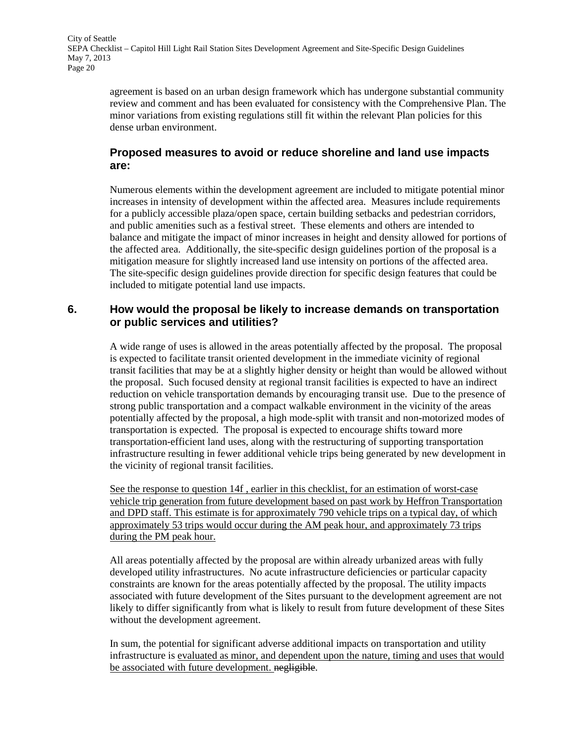agreement is based on an urban design framework which has undergone substantial community review and comment and has been evaluated for consistency with the Comprehensive Plan. The minor variations from existing regulations still fit within the relevant Plan policies for this dense urban environment.

### Proposed measures to avoid or reduce shoreline and land use impacts are:

Numerous elements within the development agreement are included to mitigate potential minor increases in intensity of development within the affected area. Measures include requirements for a publicly accessible plaza/open space, certain building setbacks and pedestrian corridors, and public amenities such as a festival street. These elements and others are intended to balance and mitigate the impact of minor increases in height and density allowed for portions of the affected area. Additionally, the site-specific design guidelines portion of the proposal is a mitigation measure for slightly increased land use intensity on portions of the affected area. The site-specific design guidelines provide direction for specific design features that could be included to mitigate potential land use impacts.

### 6. How would the proposal be likely to increase demands on transportation or public services and utilities?

A wide range of uses is allowed in the areas potentially affected by the proposal. The proposal is expected to facilitate transit oriented development in the immediate vicinity of regional transit facilities that may be at a slightly higher density or height than would be allowed without the proposal. Such focused density at regional transit facilities is expected to have an indirect reduction on vehicle transportation demands by encouraging transit use. Due to the presence of strong public transportation and a compact walkable environment in the vicinity of the areas potentially affected by the proposal, a high mode-split with transit and non-motorized modes of transportation is expected. The proposal is expected to encourage shifts toward more transportation-efficient land uses, along with the restructuring of supporting transportation infrastructure resulting in fewer additional vehicle trips being generated by new development in the vicinity of regional transit facilities.

<u>See the response to question 14f , earlier in this checklist, for an estimation of worst-case vehicle trip generation from future development based on past work by Heffron Transportation and DPD staff. This estimate is for approximately 790 vehicle trips on a typical day, of which approximately 53 trips would occur during the AM peak hour, and approximately 73 trips during the PM peak hour.</u>

All areas potentially affected by the proposal are within already urbanized areas with fully developed utility infrastructures. No acute infrastructure deficiencies or particular capacity constraints are known for the areas potentially affected by the proposal. The utility impacts associated with future development of the Sites pursuant to the development agreement are not likely to differ significantly from what is likely to result from future development of these Sites without the development agreement.

In sum, the potential for significant adverse additional impacts on transportation and utility infrastructure is <u>evaluated as minor, and dependent upon the nature, timing and uses that would be associated with future development.</u> ~~negligible~~.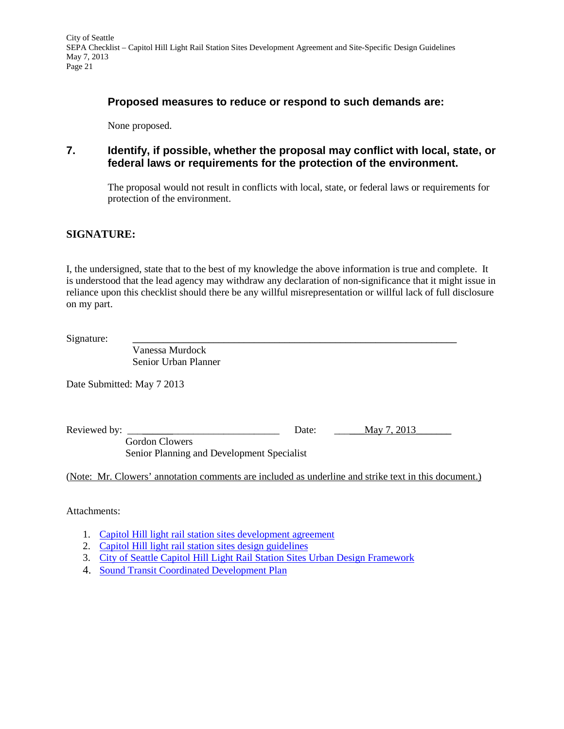**Proposed measures to reduce or respond to such demands are:**

None proposed.

**7. Identify, if possible, whether the proposal may conflict with local, state, or federal laws or requirements for the protection of the environment.**

The proposal would not result in conflicts with local, state, or federal laws or requirements for protection of the environment.

**SIGNATURE:**

I, the undersigned, state that to the best of my knowledge the above information is true and complete. It is understood that the lead agency may withdraw any declaration of non-significance that it might issue in reliance upon this checklist should there be any willful misrepresentation or willful lack of full disclosure on my part.

Signature: ________________________________________________

Vanessa Murdock
Senior Urban Planner

Date Submitted: May 7 2013

Reviewed by: ______________________________ Date: ______May 7, 2013_______

Gordon Clowers
Senior Planning and Development Specialist

(Note: Mr. Clowers' annotation comments are included as underline and strike text in this document.)

Attachments:

1. Capitol Hill light rail station sites development agreement
2. Capitol Hill light rail station sites design guidelines
3. City of Seattle Capitol Hill Light Rail Station Sites Urban Design Framework
4. Sound Transit Coordinated Development Plan